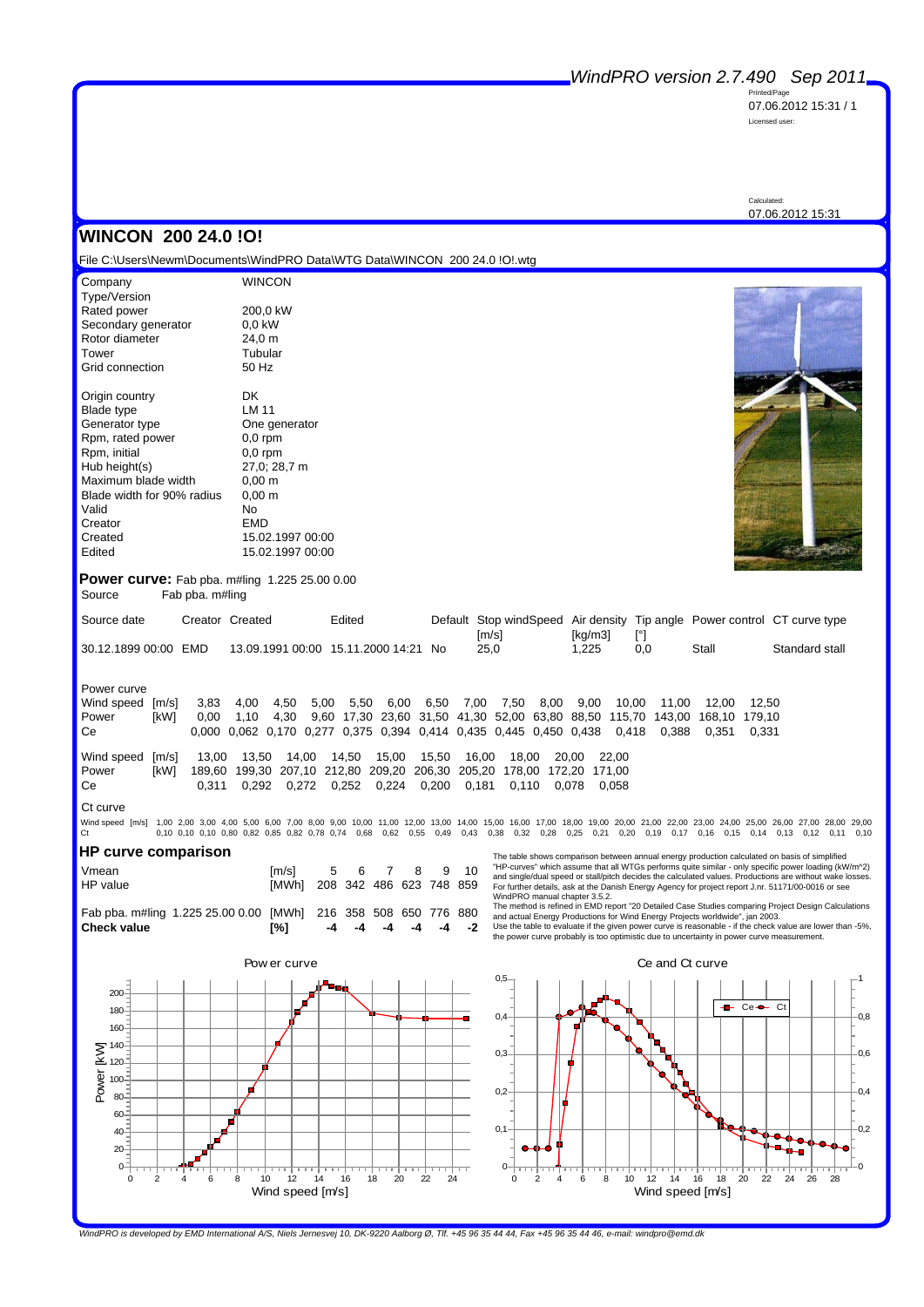WindPRO version 2.7.490 Sep 2011

Printed/Page
07.06.2012 15:31 / 1

Licensed user:

Calculated:
07.06.2012 15:31

# WINCON 200 24.0 !O!

File C:\Users\Newm\Documents\WindPRO Data\WTG Data\WINCON 200 24.0 !O!.wtg

| | |
|---|---|
| Company | WINCON |
| Type/Version | |
| Rated power | 200,0 kW |
| Secondary generator | 0,0 kW |
| Rotor diameter | 24,0 m |
| Tower | Tubular |
| Grid connection | 50 Hz |
| Origin country | DK |
| Blade type | LM 11 |
| Generator type | One generator |
| Rpm, rated power | 0,0 rpm |
| Rpm, initial | 0,0 rpm |
| Hub height(s) | 27,0; 28,7 m |
| Maximum blade width | 0,00 m |
| Blade width for 90% radius | 0,00 m |
| Valid | No |
| Creator | EMD |
| Created | 15.02.1997 00:00 |
| Edited | 15.02.1997 00:00 |

## Power curve: Fab pba. m#ling 1.225 25.00 0.00

Source Fab pba. m#ling

| Source date | Creator | Created | Edited | Default | Stop windSpeed [m/s] | Air density [kg/m3] | Tip angle [°] | Power control | CT curve type |
|---|---|---|---|---|---|---|---|---|---|
| 30.12.1899 00:00 | EMD | 13.09.1991 00:00 | 15.11.2000 14:21 | No | 25,0 | 1,225 | 0,0 | Stall | Standard stall |

Power curve

| Wind speed [m/s] | 3,83 | 4,00 | 4,50 | 5,00 | 5,50 | 6,00 | 6,50 | 7,00 | 7,50 | 8,00 | 9,00 | 10,00 | 11,00 | 12,00 | 12,50 |
|---|---|---|---|---|---|---|---|---|---|---|---|---|---|---|---|
| Power [kW] | 0,00 | 1,10 | 4,30 | 9,60 | 17,30 | 23,60 | 31,50 | 41,30 | 52,00 | 63,80 | 88,50 | 115,70 | 143,00 | 168,10 | 179,10 |
| Ce | 0,000 | 0,062 | 0,170 | 0,277 | 0,375 | 0,394 | 0,414 | 0,435 | 0,445 | 0,450 | 0,438 | 0,418 | 0,388 | 0,351 | 0,331 |

| Wind speed [m/s] | 13,00 | 13,50 | 14,00 | 14,50 | 15,00 | 15,50 | 16,00 | 18,00 | 20,00 | 22,00 |
|---|---|---|---|---|---|---|---|---|---|---|
| Power [kW] | 189,60 | 199,30 | 207,10 | 212,80 | 209,20 | 206,30 | 205,20 | 178,00 | 172,20 | 171,00 |
| Ce | 0,311 | 0,292 | 0,272 | 0,252 | 0,224 | 0,200 | 0,181 | 0,110 | 0,078 | 0,058 |

Ct curve

| Wind speed [m/s] | 1,00 | 2,00 | 3,00 | 4,00 | 5,00 | 6,00 | 7,00 | 8,00 | 9,00 | 10,00 | 11,00 | 12,00 | 13,00 | 14,00 | 15,00 | 16,00 | 17,00 | 18,00 | 19,00 | 20,00 | 21,00 | 22,00 | 23,00 | 24,00 | 25,00 | 26,00 | 27,00 | 28,00 | 29,00 |
|---|---|---|---|---|---|---|---|---|---|---|---|---|---|---|---|---|---|---|---|---|---|---|---|---|---|---|---|---|---|
| Ct | 0,10 | 0,10 | 0,10 | 0,80 | 0,82 | 0,85 | 0,82 | 0,78 | 0,74 | 0,68 | 0,62 | 0,55 | 0,49 | 0,43 | 0,38 | 0,32 | 0,28 | 0,25 | 0,21 | 0,20 | 0,19 | 0,17 | 0,16 | 0,15 | 0,14 | 0,13 | 0,12 | 0,11 | 0,10 |

## HP curve comparison

| | | | | | | | |
|---|---|---|---|---|---|---|---|
| Vmean | [m/s] | 5 | 6 | 7 | 8 | 9 | 10 |
| HP value | [MWh] | 208 | 342 | 486 | 623 | 748 | 859 |
| Fab pba. m#ling 1.225 25.00 0.00 | [MWh] | 216 | 358 | 508 | 650 | 776 | 880 |
| **Check value** | **[%]** | **-4** | **-4** | **-4** | **-4** | **-4** | **-2** |

The table shows comparison between annual energy production calculated on basis of simplified "HP-curves" which assume that all WTGs performs quite similar - only specific power loading (kW/m^2) and single/dual speed or stall/pitch decides the calculated values. Productions are without wake losses. For further details, ask at the Danish Energy Agency for project report J.nr. 51171/00-0016 or see WindPRO manual chapter 3.5.2.
The method is refined in EMD report "20 Detailed Case Studies comparing Project Design Calculations and actual Energy Productions for Wind Energy Projects worldwide", jan 2003.
Use the table to evaluate if the given power curve is reasonable - if the check value are lower than -5%, the power curve probably is too optimistic due to uncertainty in power curve measurement.

Power curve

Ce and Ct curve

*WindPRO is developed by EMD International A/S, Niels Jernesvej 10, DK-9220 Aalborg Ø, Tlf. +45 96 35 44 44, Fax +45 96 35 44 46, e-mail: windpro@emd.dk*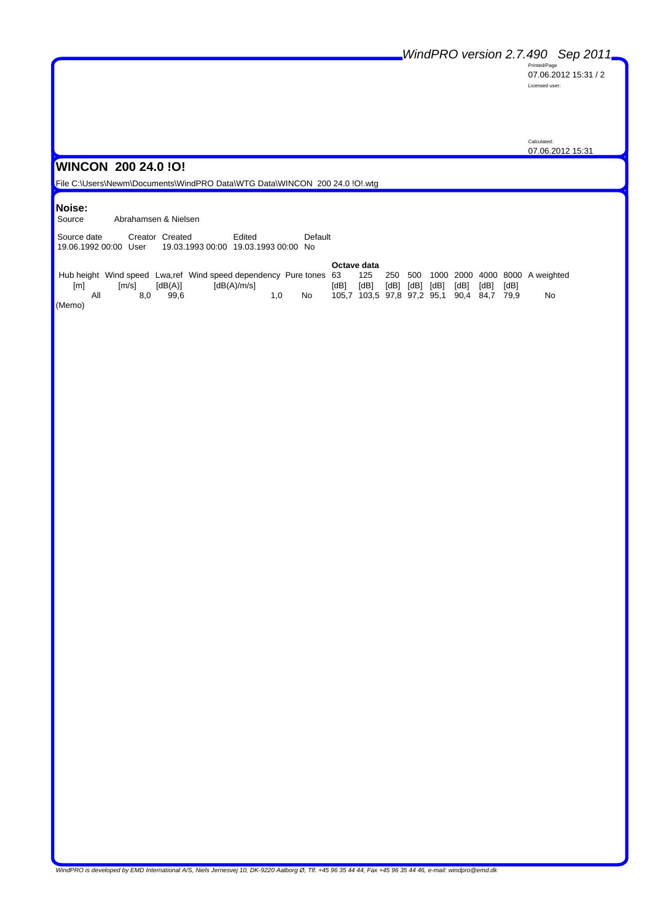## WINCON 200 24.0 !O!

File C:\Users\Newm\Documents\WindPRO Data\WTG Data\WINCON 200 24.0 !O!.wtg

### Noise:

Source Abrahamsen & Nielsen

| Source date | Creator | Created | Edited | Default |
|---|---|---|---|---|
| 19.06.1992 00:00 | User | 19.03.1993 00:00 | 19.03.1993 00:00 | No |

| Hub height | Wind speed | Lwa,ref | Wind speed dependency | Pure tones | Octave data 63 | 125 | 250 | 500 | 1000 | 2000 | 4000 | 8000 | A weighted |
|---|---|---|---|---|---|---|---|---|---|---|---|---|---|
| [m] | [m/s] | [dB(A)] | [dB(A)/m/s] | | [dB] | [dB] | [dB] | [dB] | [dB] | [dB] | [dB] | [dB] | |
| All | 8,0 | 99,6 | 1,0 | No | 105,7 | 103,5 | 97,8 | 97,2 | 95,1 | 90,4 | 84,7 | 79,9 | No |

(Memo)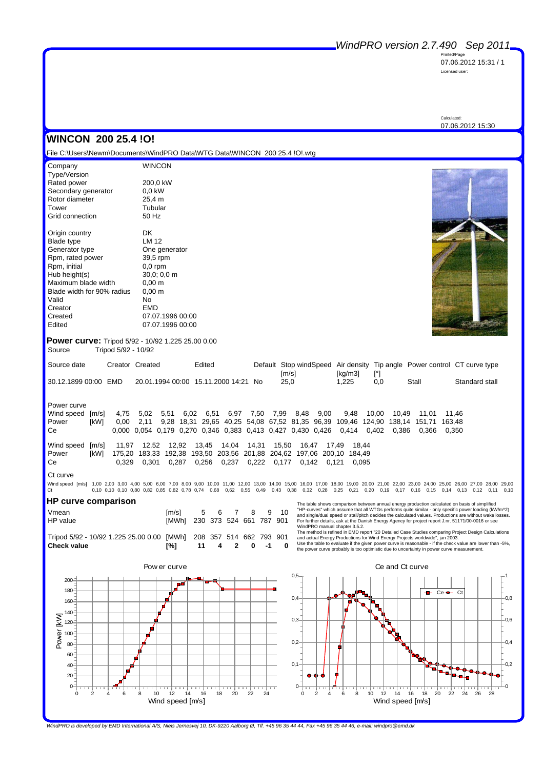*WindPRO version 2.7.490 Sep 2011*

Printed/Page
07.06.2012 15:31 / 1

Licensed user:

Calculated:
07.06.2012 15:30

# WINCON 200 25.4 !O!

File C:\Users\Newm\Documents\WindPRO Data\WTG Data\WINCON 200 25.4 !O!.wtg

| | |
|---|---|
| Company | WINCON |
| Type/Version | |
| Rated power | 200,0 kW |
| Secondary generator | 0,0 kW |
| Rotor diameter | 25,4 m |
| Tower | Tubular |
| Grid connection | 50 Hz |
| Origin country | DK |
| Blade type | LM 12 |
| Generator type | One generator |
| Rpm, rated power | 39,5 rpm |
| Rpm, initial | 0,0 rpm |
| Hub height(s) | 30,0; 0,0 m |
| Maximum blade width | 0,00 m |
| Blade width for 90% radius | 0,00 m |
| Valid | No |
| Creator | EMD |
| Created | 07.07.1996 00:00 |
| Edited | 07.07.1996 00:00 |

## Power curve: Tripod 5/92 - 10/92 1.225 25.00 0.00

Source Tripod 5/92 - 10/92

| Source date | Creator | Created | Edited | Default | Stop windSpeed [m/s] | Air density [kg/m3] | Tip angle [°] | Power control | CT curve type |
|---|---|---|---|---|---|---|---|---|---|
| 30.12.1899 00:00 | EMD | 20.01.1994 00:00 | 15.11.2000 14:21 | No | 25,0 | 1,225 | 0,0 | Stall | Standard stall |

Power curve

| Wind speed [m/s] | 4,75 | 5,02 | 5,51 | 6,02 | 6,51 | 6,97 | 7,50 | 7,99 | 8,48 | 9,00 | 9,48 | 10,00 | 10,49 | 11,01 | 11,46 |
|---|---|---|---|---|---|---|---|---|---|---|---|---|---|---|---|
| Power [kW] | 0,00 | 2,11 | 9,28 | 18,31 | 29,65 | 40,25 | 54,08 | 67,52 | 81,35 | 96,39 | 109,46 | 124,90 | 138,14 | 151,71 | 163,48 |
| Ce | 0,000 | 0,054 | 0,179 | 0,270 | 0,346 | 0,383 | 0,413 | 0,427 | 0,430 | 0,426 | 0,414 | 0,402 | 0,386 | 0,366 | 0,350 |

| Wind speed [m/s] | 11,97 | 12,52 | 12,92 | 13,45 | 14,04 | 14,31 | 15,50 | 16,47 | 17,49 | 18,44 |
|---|---|---|---|---|---|---|---|---|---|---|
| Power [kW] | 175,20 | 183,33 | 192,38 | 193,50 | 203,56 | 201,88 | 204,62 | 197,06 | 200,10 | 184,49 |
| Ce | 0,329 | 0,301 | 0,287 | 0,256 | 0,237 | 0,222 | 0,177 | 0,142 | 0,121 | 0,095 |

Ct curve

| Wind speed [m/s] | 1,00 | 2,00 | 3,00 | 4,00 | 5,00 | 6,00 | 7,00 | 8,00 | 9,00 | 10,00 | 11,00 | 12,00 | 13,00 | 14,00 | 15,00 | 16,00 | 17,00 | 18,00 | 19,00 | 20,00 | 21,00 | 22,00 | 23,00 | 24,00 | 25,00 | 26,00 | 27,00 | 28,00 | 29,00 |
|---|---|---|---|---|---|---|---|---|---|---|---|---|---|---|---|---|---|---|---|---|---|---|---|---|---|---|---|---|---|
| Ct | 0,10 | 0,10 | 0,10 | 0,80 | 0,82 | 0,85 | 0,82 | 0,78 | 0,74 | 0,68 | 0,62 | 0,55 | 0,49 | 0,43 | 0,38 | 0,32 | 0,28 | 0,25 | 0,21 | 0,20 | 0,19 | 0,17 | 0,16 | 0,15 | 0,14 | 0,13 | 0,12 | 0,11 | 0,10 |

## HP curve comparison

| | | | | | | | |
|---|---|---|---|---|---|---|---|
| Vmean | [m/s] | 5 | 6 | 7 | 8 | 9 | 10 |
| HP value | [MWh] | 230 | 373 | 524 | 661 | 787 | 901 |
| Tripod 5/92 - 10/92 1.225 25.00 0.00 | [MWh] | 208 | 357 | 514 | 662 | 793 | 901 |
| **Check value** | **[%]** | **11** | **4** | **2** | **0** | **-1** | **0** |

The table shows comparison between annual energy production calculated on basis of simplified "HP-curves" which assume that all WTGs performs quite similar - only specific power loading (kW/m^2) and single/dual speed or stall/pitch decides the calculated values. Productions are without wake losses. For further details, ask at the Danish Energy Agency for project report J.nr. 51171/00-0016 or see WindPRO manual chapter 3.5.2.
The method is refined in EMD report "20 Detailed Case Studies comparing Project Design Calculations and actual Energy Productions for Wind Energy Projects worldwide", jan 2003.
Use the table to evaluate if the given power curve is reasonable - if the check value are lower than -5%, the power curve probably is too optimistic due to uncertainty in power curve measurement.

Power curve

Ce and Ct curve

*WindPRO is developed by EMD International A/S, Niels Jernesvej 10, DK-9220 Aalborg Ø, Tlf. +45 96 35 44 44, Fax +45 96 35 44 46, e-mail: windpro@emd.dk*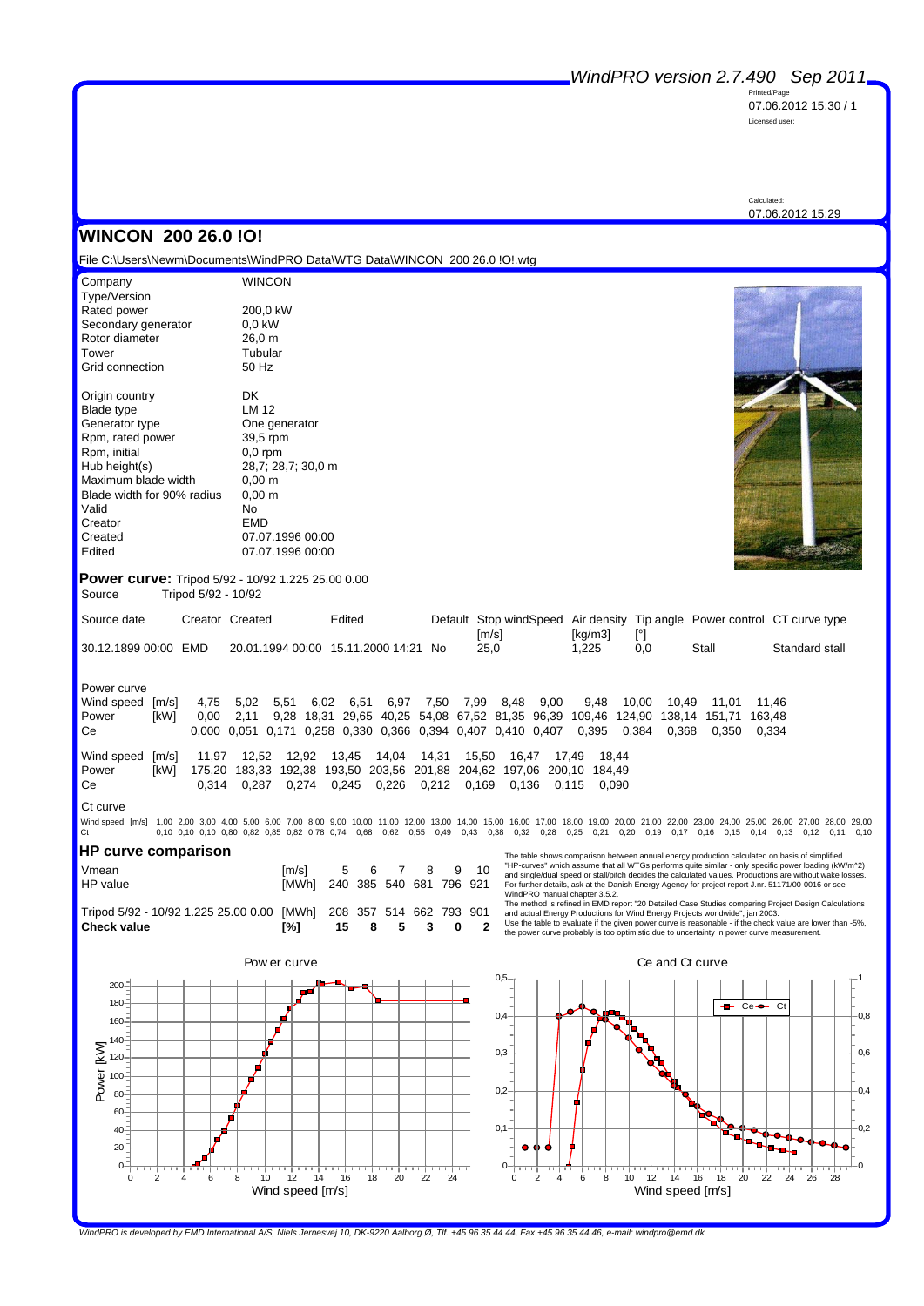WindPRO version 2.7.490 Sep 2011

Printed/Page
07.06.2012 15:30 / 1

Licensed user:

Calculated:
07.06.2012 15:29

# WINCON 200 26.0 !O!

File C:\Users\Newm\Documents\WindPRO Data\WTG Data\WINCON 200 26.0 !O!.wtg

| | |
|---|---|
| Company | WINCON |
| Type/Version | |
| Rated power | 200,0 kW |
| Secondary generator | 0,0 kW |
| Rotor diameter | 26,0 m |
| Tower | Tubular |
| Grid connection | 50 Hz |
| Origin country | DK |
| Blade type | LM 12 |
| Generator type | One generator |
| Rpm, rated power | 39,5 rpm |
| Rpm, initial | 0,0 rpm |
| Hub height(s) | 28,7; 28,7; 30,0 m |
| Maximum blade width | 0,00 m |
| Blade width for 90% radius | 0,00 m |
| Valid | No |
| Creator | EMD |
| Created | 07.07.1996 00:00 |
| Edited | 07.07.1996 00:00 |

**Power curve:** Tripod 5/92 - 10/92 1.225 25.00 0.00

Source Tripod 5/92 - 10/92

| Source date | Creator | Created | Edited | Default | Stop windSpeed [m/s] | Air density [kg/m3] | Tip angle [°] | Power control | CT curve type |
|---|---|---|---|---|---|---|---|---|---|
| 30.12.1899 00:00 | EMD | 20.01.1994 00:00 | 15.11.2000 14:21 | No | 25,0 | 1,225 | 0,0 | Stall | Standard stall |

Power curve

| Wind speed [m/s] | 4,75 | 5,02 | 5,51 | 6,02 | 6,51 | 6,97 | 7,50 | 7,99 | 8,48 | 9,00 | 9,48 | 10,00 | 10,49 | 11,01 | 11,46 |
|---|---|---|---|---|---|---|---|---|---|---|---|---|---|---|---|
| Power [kW] | 0,00 | 2,11 | 9,28 | 18,31 | 29,65 | 40,25 | 54,08 | 67,52 | 81,35 | 96,39 | 109,46 | 124,90 | 138,14 | 151,71 | 163,48 |
| Ce | 0,000 | 0,051 | 0,171 | 0,258 | 0,330 | 0,366 | 0,394 | 0,407 | 0,410 | 0,407 | 0,395 | 0,384 | 0,368 | 0,350 | 0,334 |

| Wind speed [m/s] | 11,97 | 12,52 | 12,92 | 13,45 | 14,04 | 14,31 | 15,50 | 16,47 | 17,49 | 18,44 |
|---|---|---|---|---|---|---|---|---|---|---|
| Power [kW] | 175,20 | 183,33 | 192,38 | 193,50 | 203,56 | 201,88 | 204,62 | 197,06 | 200,10 | 184,49 |
| Ce | 0,314 | 0,287 | 0,274 | 0,245 | 0,226 | 0,212 | 0,169 | 0,136 | 0,115 | 0,090 |

Ct curve

| Wind speed [m/s] | 1,00 | 2,00 | 3,00 | 4,00 | 5,00 | 6,00 | 7,00 | 8,00 | 9,00 | 10,00 | 11,00 | 12,00 | 13,00 | 14,00 | 15,00 | 16,00 | 17,00 | 18,00 | 19,00 | 20,00 | 21,00 | 22,00 | 23,00 | 24,00 | 25,00 | 26,00 | 27,00 | 28,00 | 29,00 |
|---|---|---|---|---|---|---|---|---|---|---|---|---|---|---|---|---|---|---|---|---|---|---|---|---|---|---|---|---|---|
| Ct | 0,10 | 0,10 | 0,10 | 0,80 | 0,82 | 0,85 | 0,82 | 0,78 | 0,74 | 0,68 | 0,62 | 0,55 | 0,49 | 0,43 | 0,38 | 0,32 | 0,28 | 0,25 | 0,21 | 0,20 | 0,19 | 0,17 | 0,16 | 0,15 | 0,14 | 0,13 | 0,12 | 0,11 | 0,10 |

## HP curve comparison

| | | | | | | | |
|---|---|---|---|---|---|---|---|
| Vmean | [m/s] | 5 | 6 | 7 | 8 | 9 | 10 |
| HP value | [MWh] | 240 | 385 | 540 | 681 | 796 | 921 |
| Tripod 5/92 - 10/92 1.225 25.00 0.00 | [MWh] | 208 | 357 | 514 | 662 | 793 | 901 |
| **Check value** | **[%]** | **15** | **8** | **5** | **3** | **0** | **2** |

The table shows comparison between annual energy production calculated on basis of simplified "HP-curves" which assume that all WTGs performs quite similar - only specific power loading (kW/m^2) and single/dual speed or stall/pitch decides the calculated values. Productions are without wake losses. For further details, ask at the Danish Energy Agency for project report J.nr. 51171/00-0016 or see WindPRO manual chapter 3.5.2.
The method is refined in EMD report "20 Detailed Case Studies comparing Project Design Calculations and actual Energy Productions for Wind Energy Projects worldwide", jan 2003.
Use the table to evaluate if the given power curve is reasonable - if the check value are lower than -5%, the power curve probably is too optimistic due to uncertainty in power curve measurement.

Power curve

Power [kW]

0
20
40
60
80
100
120
140
160
180
200

0 2 4 6 8 10 12 14 16 18 20 22 24

Wind speed [m/s]

Ce and Ct curve

Ce
Ct

0
0,1
0,2
0,3
0,4
0,5

0
0,2
0,4
0,6
0,8
1

0 2 4 6 8 10 12 14 16 18 20 22 24 26 28

Wind speed [m/s]

*WindPRO is developed by EMD International A/S, Niels Jernesvej 10, DK-9220 Aalborg Ø, Tlf. +45 96 35 44 44, Fax +45 96 35 44 46, e-mail: windpro@emd.dk*